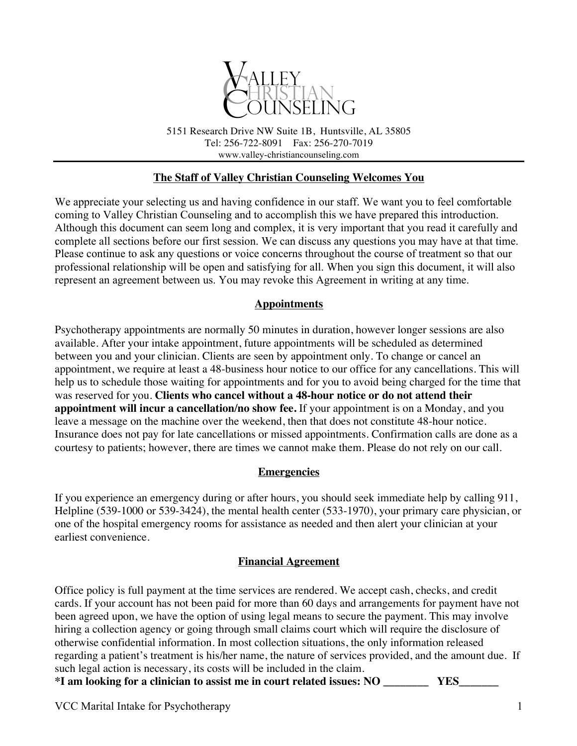# Valley Christian Counseling

5151 Research Drive NW Suite 1B, Huntsville, AL 35805
Tel: 256-722-8091 Fax: 256-270-7019
www.valley-christiancounseling.com

## The Staff of Valley Christian Counseling Welcomes You

We appreciate your selecting us and having confidence in our staff. We want you to feel comfortable coming to Valley Christian Counseling and to accomplish this we have prepared this introduction. Although this document can seem long and complex, it is very important that you read it carefully and complete all sections before our first session. We can discuss any questions you may have at that time. Please continue to ask any questions or voice concerns throughout the course of treatment so that our professional relationship will be open and satisfying for all. When you sign this document, it will also represent an agreement between us. You may revoke this Agreement in writing at any time.

## Appointments

Psychotherapy appointments are normally 50 minutes in duration, however longer sessions are also available. After your intake appointment, future appointments will be scheduled as determined between you and your clinician. Clients are seen by appointment only. To change or cancel an appointment, we require at least a 48-business hour notice to our office for any cancellations. This will help us to schedule those waiting for appointments and for you to avoid being charged for the time that was reserved for you. **Clients who cancel without a 48-hour notice or do not attend their appointment will incur a cancellation/no show fee.** If your appointment is on a Monday, and you leave a message on the machine over the weekend, then that does not constitute 48-hour notice. Insurance does not pay for late cancellations or missed appointments. Confirmation calls are done as a courtesy to patients; however, there are times we cannot make them. Please do not rely on our call.

## Emergencies

If you experience an emergency during or after hours, you should seek immediate help by calling 911, Helpline (539-1000 or 539-3424), the mental health center (533-1970), your primary care physician, or one of the hospital emergency rooms for assistance as needed and then alert your clinician at your earliest convenience.

## Financial Agreement

Office policy is full payment at the time services are rendered. We accept cash, checks, and credit cards. If your account has not been paid for more than 60 days and arrangements for payment have not been agreed upon, we have the option of using legal means to secure the payment. This may involve hiring a collection agency or going through small claims court which will require the disclosure of otherwise confidential information. In most collection situations, the only information released regarding a patient's treatment is his/her name, the nature of services provided, and the amount due. If such legal action is necessary, its costs will be included in the claim.

**\*I am looking for a clinician to assist me in court related issues: NO ________ YES_______**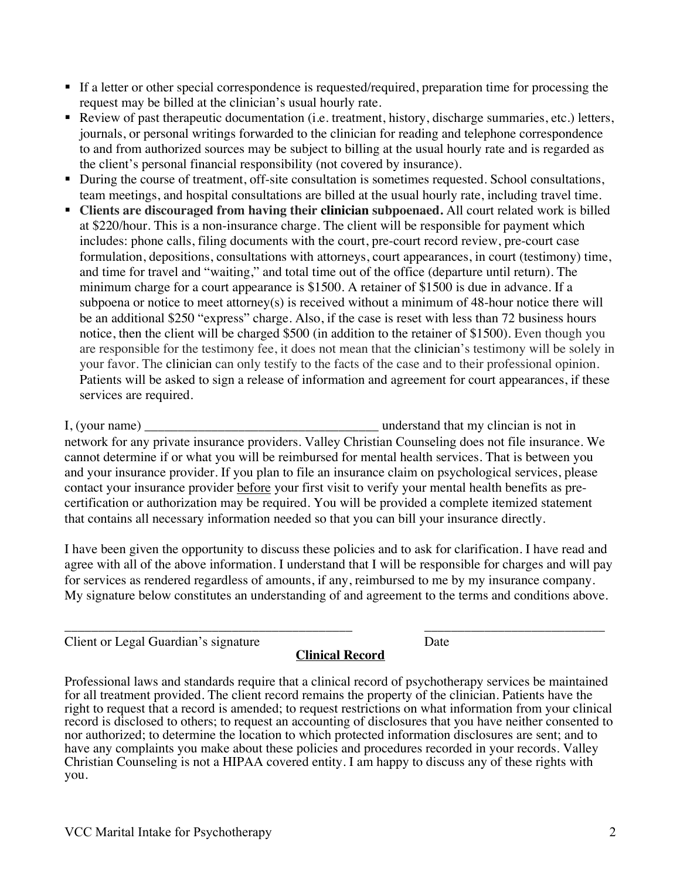- If a letter or other special correspondence is requested/required, preparation time for processing the request may be billed at the clinician's usual hourly rate.
- Review of past therapeutic documentation (i.e. treatment, history, discharge summaries, etc.) letters, journals, or personal writings forwarded to the clinician for reading and telephone correspondence to and from authorized sources may be subject to billing at the usual hourly rate and is regarded as the client's personal financial responsibility (not covered by insurance).
- During the course of treatment, off-site consultation is sometimes requested. School consultations, team meetings, and hospital consultations are billed at the usual hourly rate, including travel time.
- **Clients are discouraged from having their clinician subpoenaed.** All court related work is billed at $220/hour. This is a non-insurance charge. The client will be responsible for payment which includes: phone calls, filing documents with the court, pre-court record review, pre-court case formulation, depositions, consultations with attorneys, court appearances, in court (testimony) time, and time for travel and "waiting," and total time out of the office (departure until return). The minimum charge for a court appearance is $1500. A retainer of $1500 is due in advance. If a subpoena or notice to meet attorney(s) is received without a minimum of 48-hour notice there will be an additional $250 "express" charge. Also, if the case is reset with less than 72 business hours notice, then the client will be charged $500 (in addition to the retainer of $1500). Even though you are responsible for the testimony fee, it does not mean that the clinician's testimony will be solely in your favor. The clinician can only testify to the facts of the case and to their professional opinion. Patients will be asked to sign a release of information and agreement for court appearances, if these services are required.

I, (your name) ___________________________________ understand that my clincian is not in network for any private insurance providers. Valley Christian Counseling does not file insurance. We cannot determine if or what you will be reimbursed for mental health services. That is between you and your insurance provider. If you plan to file an insurance claim on psychological services, please contact your insurance provider <u>before</u> your first visit to verify your mental health benefits as pre-certification or authorization may be required. You will be provided a complete itemized statement that contains all necessary information needed so that you can bill your insurance directly.

I have been given the opportunity to discuss these policies and to ask for clarification. I have read and agree with all of the above information. I understand that I will be responsible for charges and will pay for services as rendered regardless of amounts, if any, reimbursed to me by my insurance company. My signature below constitutes an understanding of and agreement to the terms and conditions above.

_____________________________________________ ___________________________

Client or Legal Guardian's signature Date

## Clinical Record

Professional laws and standards require that a clinical record of psychotherapy services be maintained for all treatment provided. The client record remains the property of the clinician. Patients have the right to request that a record is amended; to request restrictions on what information from your clinical record is disclosed to others; to request an accounting of disclosures that you have neither consented to nor authorized; to determine the location to which protected information disclosures are sent; and to have any complaints you make about these policies and procedures recorded in your records. Valley Christian Counseling is not a HIPAA covered entity. I am happy to discuss any of these rights with you.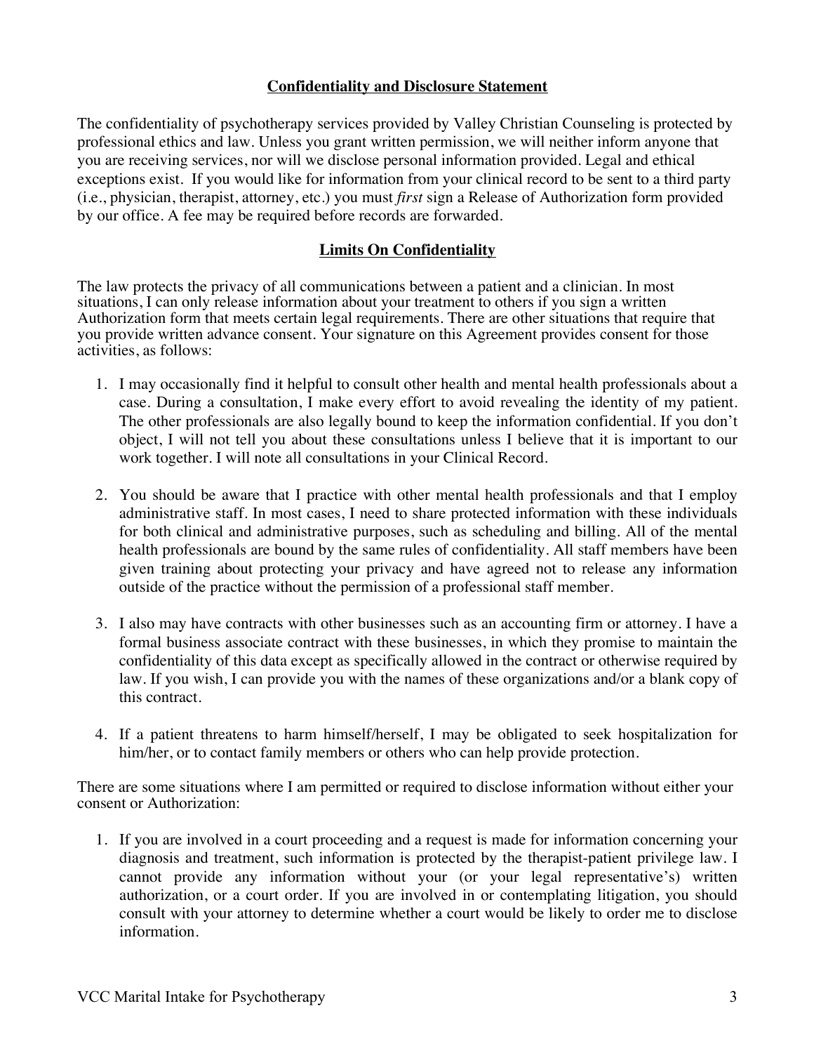## Confidentiality and Disclosure Statement

The confidentiality of psychotherapy services provided by Valley Christian Counseling is protected by professional ethics and law. Unless you grant written permission, we will neither inform anyone that you are receiving services, nor will we disclose personal information provided. Legal and ethical exceptions exist. If you would like for information from your clinical record to be sent to a third party (i.e., physician, therapist, attorney, etc.) you must *first* sign a Release of Authorization form provided by our office. A fee may be required before records are forwarded.

## Limits On Confidentiality

The law protects the privacy of all communications between a patient and a clinician. In most situations, I can only release information about your treatment to others if you sign a written Authorization form that meets certain legal requirements. There are other situations that require that you provide written advance consent. Your signature on this Agreement provides consent for those activities, as follows:

1. I may occasionally find it helpful to consult other health and mental health professionals about a case. During a consultation, I make every effort to avoid revealing the identity of my patient. The other professionals are also legally bound to keep the information confidential. If you don't object, I will not tell you about these consultations unless I believe that it is important to our work together. I will note all consultations in your Clinical Record.

2. You should be aware that I practice with other mental health professionals and that I employ administrative staff. In most cases, I need to share protected information with these individuals for both clinical and administrative purposes, such as scheduling and billing. All of the mental health professionals are bound by the same rules of confidentiality. All staff members have been given training about protecting your privacy and have agreed not to release any information outside of the practice without the permission of a professional staff member.

3. I also may have contracts with other businesses such as an accounting firm or attorney. I have a formal business associate contract with these businesses, in which they promise to maintain the confidentiality of this data except as specifically allowed in the contract or otherwise required by law. If you wish, I can provide you with the names of these organizations and/or a blank copy of this contract.

4. If a patient threatens to harm himself/herself, I may be obligated to seek hospitalization for him/her, or to contact family members or others who can help provide protection.

There are some situations where I am permitted or required to disclose information without either your consent or Authorization:

1. If you are involved in a court proceeding and a request is made for information concerning your diagnosis and treatment, such information is protected by the therapist-patient privilege law. I cannot provide any information without your (or your legal representative's) written authorization, or a court order. If you are involved in or contemplating litigation, you should consult with your attorney to determine whether a court would be likely to order me to disclose information.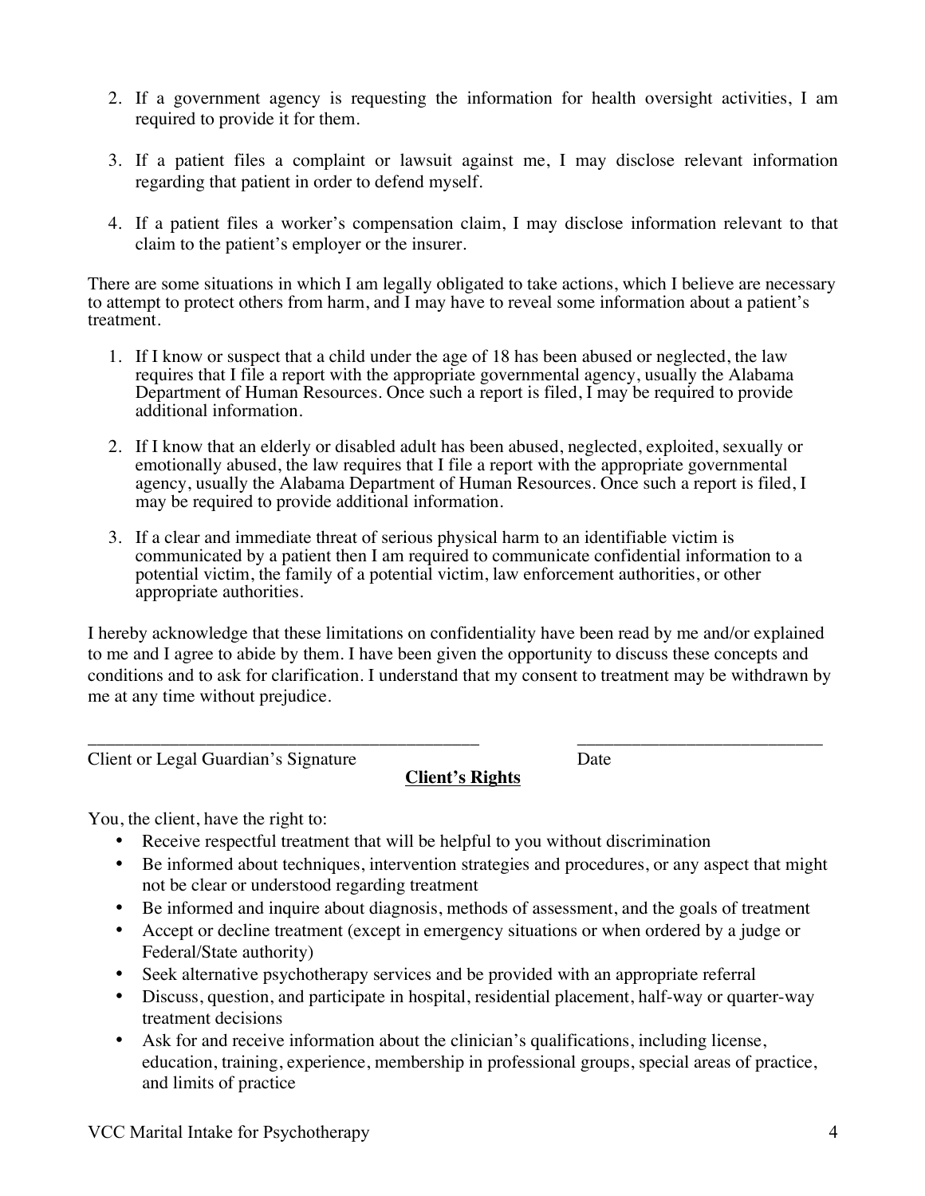2. If a government agency is requesting the information for health oversight activities, I am required to provide it for them.

3. If a patient files a complaint or lawsuit against me, I may disclose relevant information regarding that patient in order to defend myself.

4. If a patient files a worker's compensation claim, I may disclose information relevant to that claim to the patient's employer or the insurer.

There are some situations in which I am legally obligated to take actions, which I believe are necessary to attempt to protect others from harm, and I may have to reveal some information about a patient's treatment.

1. If I know or suspect that a child under the age of 18 has been abused or neglected, the law requires that I file a report with the appropriate governmental agency, usually the Alabama Department of Human Resources. Once such a report is filed, I may be required to provide additional information.

2. If I know that an elderly or disabled adult has been abused, neglected, exploited, sexually or emotionally abused, the law requires that I file a report with the appropriate governmental agency, usually the Alabama Department of Human Resources. Once such a report is filed, I may be required to provide additional information.

3. If a clear and immediate threat of serious physical harm to an identifiable victim is communicated by a patient then I am required to communicate confidential information to a potential victim, the family of a potential victim, law enforcement authorities, or other appropriate authorities.

I hereby acknowledge that these limitations on confidentiality have been read by me and/or explained to me and I agree to abide by them. I have been given the opportunity to discuss these concepts and conditions and to ask for clarification. I understand that my consent to treatment may be withdrawn by me at any time without prejudice.

_____________________________________________ ___________________________

Client or Legal Guardian's Signature Date

**Client's Rights**

You, the client, have the right to:

- Receive respectful treatment that will be helpful to you without discrimination
- Be informed about techniques, intervention strategies and procedures, or any aspect that might not be clear or understood regarding treatment
- Be informed and inquire about diagnosis, methods of assessment, and the goals of treatment
- Accept or decline treatment (except in emergency situations or when ordered by a judge or Federal/State authority)
- Seek alternative psychotherapy services and be provided with an appropriate referral
- Discuss, question, and participate in hospital, residential placement, half-way or quarter-way treatment decisions
- Ask for and receive information about the clinician's qualifications, including license, education, training, experience, membership in professional groups, special areas of practice, and limits of practice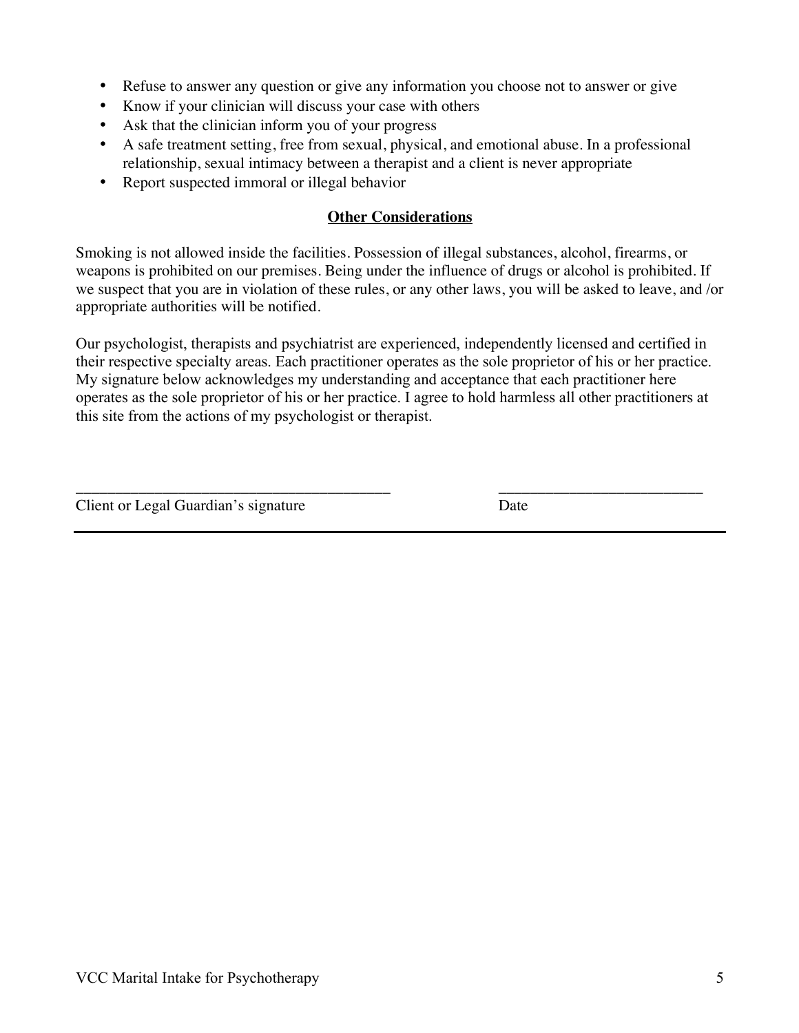- Refuse to answer any question or give any information you choose not to answer or give
- Know if your clinician will discuss your case with others
- Ask that the clinician inform you of your progress
- A safe treatment setting, free from sexual, physical, and emotional abuse. In a professional relationship, sexual intimacy between a therapist and a client is never appropriate
- Report suspected immoral or illegal behavior

## Other Considerations

Smoking is not allowed inside the facilities. Possession of illegal substances, alcohol, firearms, or weapons is prohibited on our premises. Being under the influence of drugs or alcohol is prohibited. If we suspect that you are in violation of these rules, or any other laws, you will be asked to leave, and /or appropriate authorities will be notified.

Our psychologist, therapists and psychiatrist are experienced, independently licensed and certified in their respective specialty areas. Each practitioner operates as the sole proprietor of his or her practice. My signature below acknowledges my understanding and acceptance that each practitioner here operates as the sole proprietor of his or her practice. I agree to hold harmless all other practitioners at this site from the actions of my psychologist or therapist.

\_\_\_\_\_\_\_\_\_\_\_\_\_\_\_\_\_\_\_\_\_\_\_\_\_\_\_\_\_\_\_\_\_\_\_\_\_\_\_\_ \_\_\_\_\_\_\_\_\_\_\_\_\_\_\_\_\_\_\_\_\_\_\_\_\_\_

Client or Legal Guardian's signature Date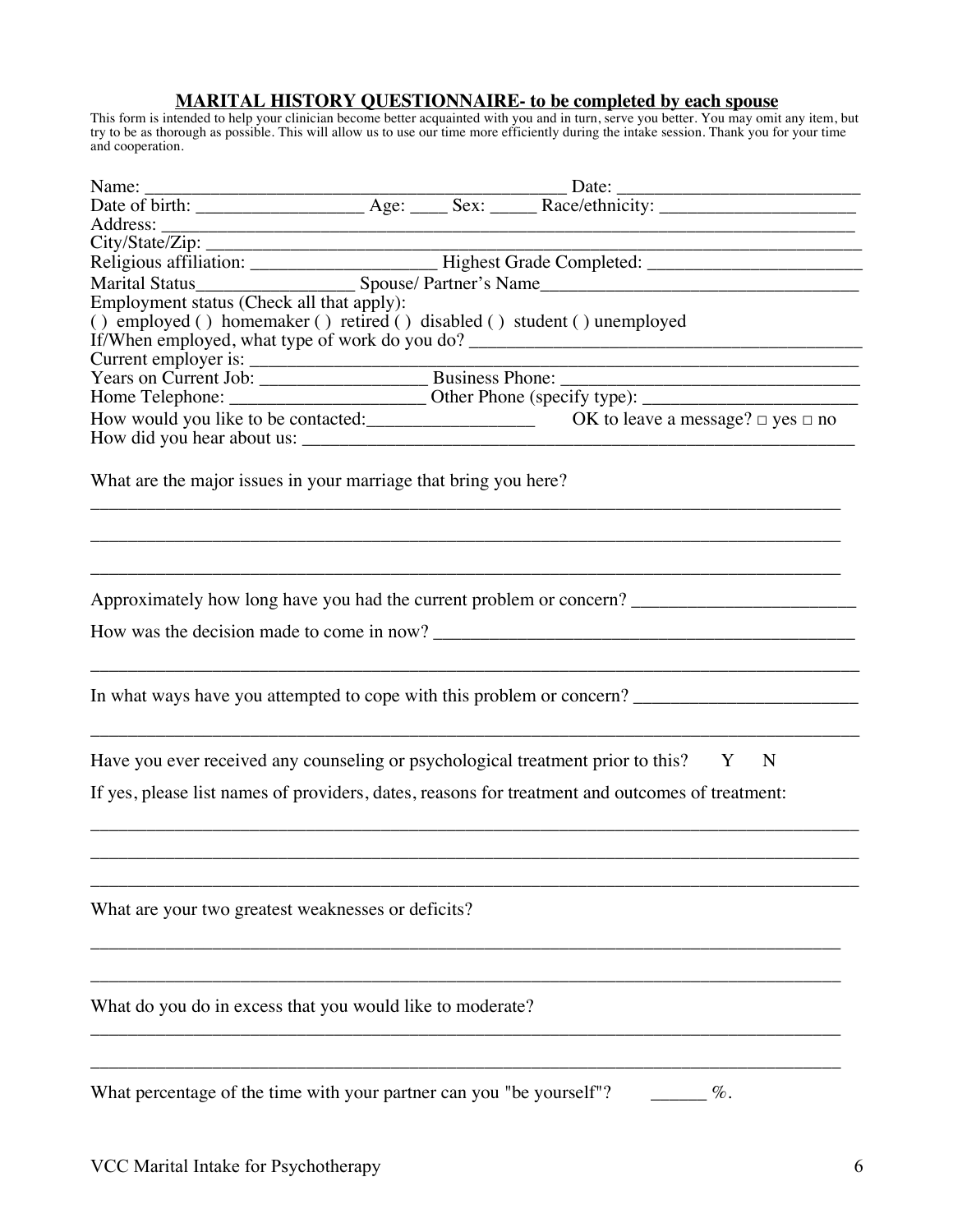## MARITAL HISTORY QUESTIONNAIRE- to be completed by each spouse

This form is intended to help your clinician become better acquainted with you and in turn, serve you better. You may omit any item, but try to be as thorough as possible. This will allow us to use our time more efficiently during the intake session. Thank you for your time and cooperation.

Name: _____________________________________________ Date: __________________________

Date of birth: __________________ Age: ____ Sex: _____ Race/ethnicity: _____________________

Address: ______________________________________________________________________________

City/State/Zip: ________________________________________________________________________

Religious affiliation: ____________________ Highest Grade Completed: _______________________

Marital Status_________________ Spouse/ Partner's Name__________________________________

Employment status (Check all that apply):

( ) employed ( ) homemaker ( ) retired ( ) disabled ( ) student ( ) unemployed

If/When employed, what type of work do you do? ____________________________________________

Current employer is: ____________________________________________________________________

Years on Current Job: __________________ Business Phone: _________________________________

Home Telephone: _____________________ Other Phone (specify type): _______________________

How would you like to be contacted:__________________ OK to leave a message? □ yes □ no

How did you hear about us: _______________________________________________________________

What are the major issues in your marriage that bring you here?

____________________________________________________________________________________

____________________________________________________________________________________

____________________________________________________________________________________

Approximately how long have you had the current problem or concern? ________________________

How was the decision made to come in now? _______________________________________________

____________________________________________________________________________________

In what ways have you attempted to cope with this problem or concern? ________________________

____________________________________________________________________________________

Have you ever received any counseling or psychological treatment prior to this? Y N

If yes, please list names of providers, dates, reasons for treatment and outcomes of treatment:

____________________________________________________________________________________

____________________________________________________________________________________

____________________________________________________________________________________

What are your two greatest weaknesses or deficits?

____________________________________________________________________________________

____________________________________________________________________________________

What do you do in excess that you would like to moderate?

____________________________________________________________________________________

____________________________________________________________________________________

What percentage of the time with your partner can you "be yourself"? ______ %.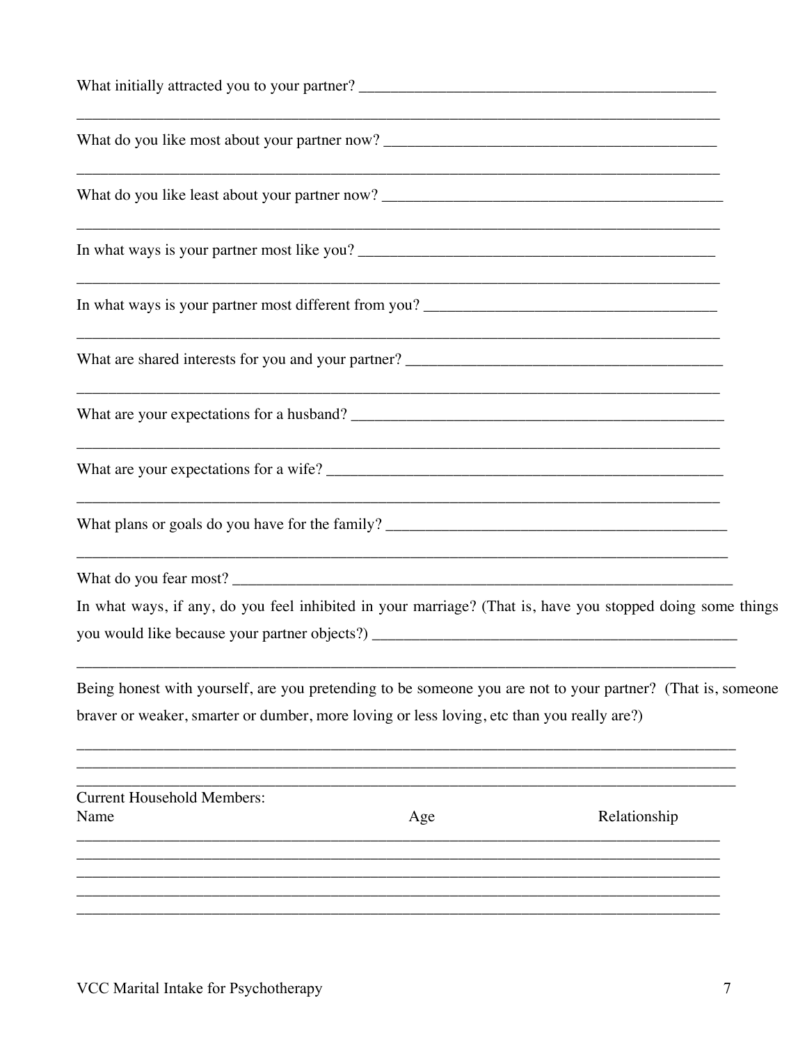What initially attracted you to your partner? ____________________________________________

_____________________________________________________________________________

What do you like most about your partner now? ____________________________________________

_____________________________________________________________________________

What do you like least about your partner now? ____________________________________________

_____________________________________________________________________________

In what ways is your partner most like you? ____________________________________________

_____________________________________________________________________________

In what ways is your partner most different from you? ______________________________________

_____________________________________________________________________________

What are shared interests for you and your partner? _________________________________________

_____________________________________________________________________________

What are your expectations for a husband? _______________________________________________

_____________________________________________________________________________

What are your expectations for a wife? _________________________________________________

_____________________________________________________________________________

What plans or goals do you have for the family? ___________________________________________

_____________________________________________________________________________

What do you fear most? _____________________________________________________________

In what ways, if any, do you feel inhibited in your marriage? (That is, have you stopped doing some things you would like because your partner objects?) ______________________________________________

_____________________________________________________________________________

Being honest with yourself, are you pretending to be someone you are not to your partner? (That is, someone braver or weaker, smarter or dumber, more loving or less loving, etc than you really are?)

_____________________________________________________________________________

_____________________________________________________________________________

_____________________________________________________________________________

Current Household Members:

| Name | Age | Relationship |
| --- | --- | --- |
| | | |
| | | |
| | | |
| | | |
| | | |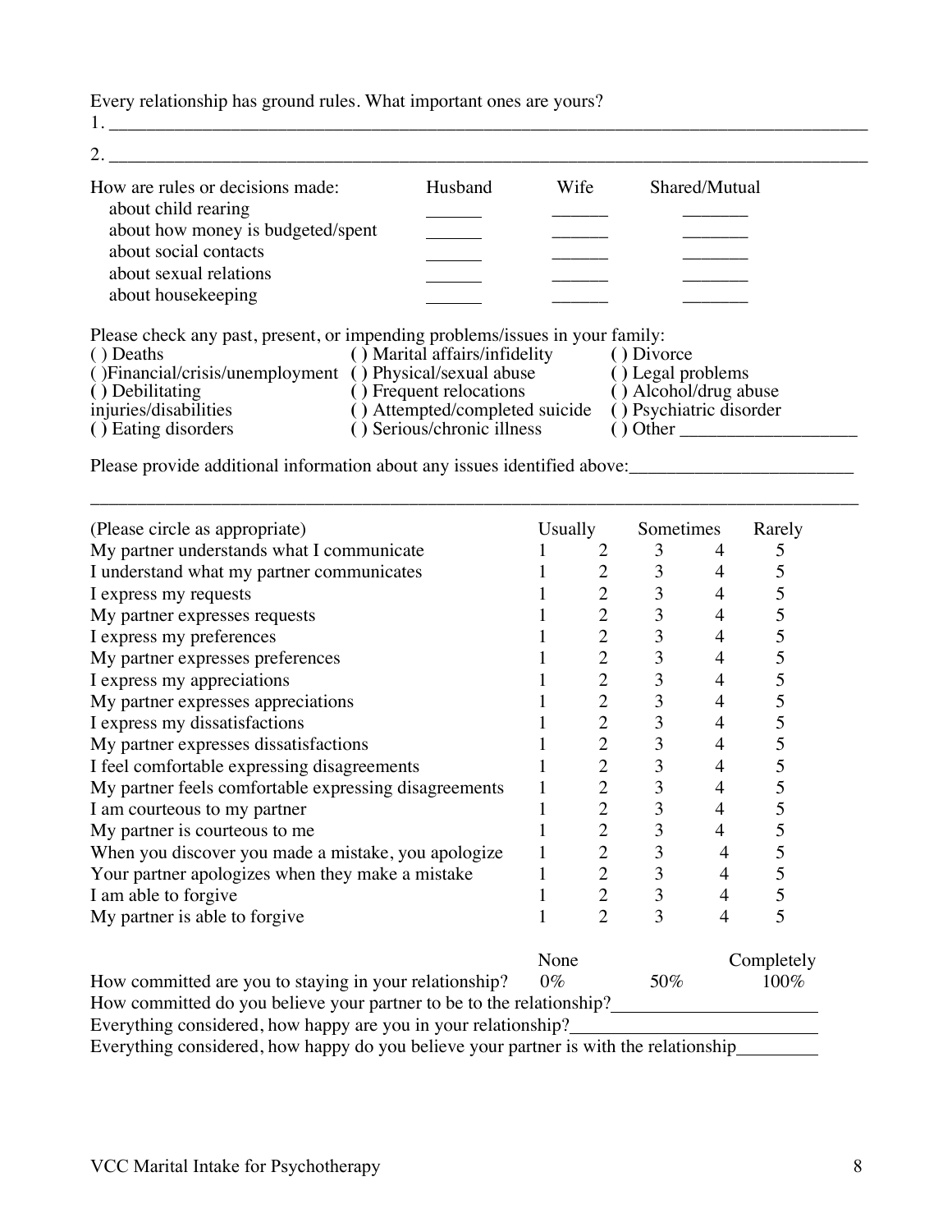Every relationship has ground rules. What important ones are yours?

1. ___________________________________________________________________________

2. ___________________________________________________________________________

| How are rules or decisions made: | Husband | Wife | Shared/Mutual |
| --- | --- | --- | --- |
| about child rearing | ______ | ______ | _______ |
| about how money is budgeted/spent | ______ | ______ | _______ |
| about social contacts | ______ | ______ | _______ |
| about sexual relations | ______ | ______ | _______ |
| about housekeeping | ______ | ______ | _______ |

Please check any past, present, or impending problems/issues in your family:

| | | |
| --- | --- | --- |
| ( ) Deaths | ( ) Marital affairs/infidelity | ( ) Divorce |
| ( )Financial/crisis/unemployment | ( ) Physical/sexual abuse | ( ) Legal problems |
| ( ) Debilitating injuries/disabilities | ( ) Frequent relocations | ( ) Alcohol/drug abuse |
| | ( ) Attempted/completed suicide | ( ) Psychiatric disorder |
| ( ) Eating disorders | ( ) Serious/chronic illness | ( ) Other ___________________ |

Please provide additional information about any issues identified above:________________________

___________________________________________________________________________

| (Please circle as appropriate) | Usually | | Sometimes | | Rarely |
| --- | --- | --- | --- | --- | --- |
| My partner understands what I communicate | 1 | 2 | 3 | 4 | 5 |
| I understand what my partner communicates | 1 | 2 | 3 | 4 | 5 |
| I express my requests | 1 | 2 | 3 | 4 | 5 |
| My partner expresses requests | 1 | 2 | 3 | 4 | 5 |
| I express my preferences | 1 | 2 | 3 | 4 | 5 |
| My partner expresses preferences | 1 | 2 | 3 | 4 | 5 |
| I express my appreciations | 1 | 2 | 3 | 4 | 5 |
| My partner expresses appreciations | 1 | 2 | 3 | 4 | 5 |
| I express my dissatisfactions | 1 | 2 | 3 | 4 | 5 |
| My partner expresses dissatisfactions | 1 | 2 | 3 | 4 | 5 |
| I feel comfortable expressing disagreements | 1 | 2 | 3 | 4 | 5 |
| My partner feels comfortable expressing disagreements | 1 | 2 | 3 | 4 | 5 |
| I am courteous to my partner | 1 | 2 | 3 | 4 | 5 |
| My partner is courteous to me | 1 | 2 | 3 | 4 | 5 |
| When you discover you made a mistake, you apologize | 1 | 2 | 3 | 4 | 5 |
| Your partner apologizes when they make a mistake | 1 | 2 | 3 | 4 | 5 |
| I am able to forgive | 1 | 2 | 3 | 4 | 5 |
| My partner is able to forgive | 1 | 2 | 3 | 4 | 5 |

| | None | | Completely |
| --- | --- | --- | --- |
| How committed are you to staying in your relationship? | 0% | 50% | 100% |

How committed do you believe your partner to be to the relationship?______________________

Everything considered, how happy are you in your relationship?_________________________

Everything considered, how happy do you believe your partner is with the relationship_________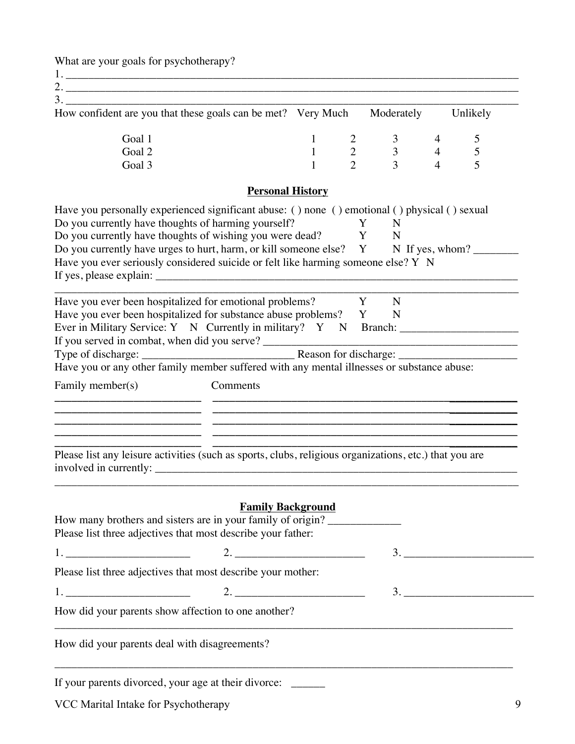What are your goals for psychotherapy?

1. ______________________________________________________________________________
2. ______________________________________________________________________________
3. ______________________________________________________________________________

How confident are you that these goals can be met?

| | Very Much | | Moderately | | Unlikely |
|---|---|---|---|---|---|
| Goal 1 | 1 | 2 | 3 | 4 | 5 |
| Goal 2 | 1 | 2 | 3 | 4 | 5 |
| Goal 3 | 1 | 2 | 3 | 4 | 5 |

## Personal History

Have you personally experienced significant abuse: ( ) none ( ) emotional ( ) physical ( ) sexual

Do you currently have thoughts of harming yourself? Y N

Do you currently have thoughts of wishing you were dead? Y N

Do you currently have urges to hurt, harm, or kill someone else? Y N If yes, whom? ________

Have you ever seriously considered suicide or felt like harming someone else? Y N

If yes, please explain: ______________________________________________________________________

______________________________________________________________________________

Have you ever been hospitalized for emotional problems? Y N

Have you ever been hospitalized for substance abuse problems? Y N

Ever in Military Service: Y N Currently in military? Y N Branch: _____________________

If you served in combat, when did you serve? _______________________________________________

Type of discharge: ___________________________ Reason for discharge: _____________________

Have you or any other family member suffered with any mental illnesses or substance abuse:

| Family member(s) | Comments |
|---|---|
| | |
| | |
| | |
| | |

Please list any leisure activities (such as sports, clubs, religious organizations, etc.) that you are involved in currently: ________________________________________________________________

______________________________________________________________________________

## Family Background

How many brothers and sisters are in your family of origin? _____________

Please list three adjectives that most describe your father:

1. ______________________ 2. _______________________ 3. _______________________

Please list three adjectives that most describe your mother:

1. ______________________ 2. _______________________ 3. _______________________

How did your parents show affection to one another?

______________________________________________________________________________

How did your parents deal with disagreements?

______________________________________________________________________________

If your parents divorced, your age at their divorce: ______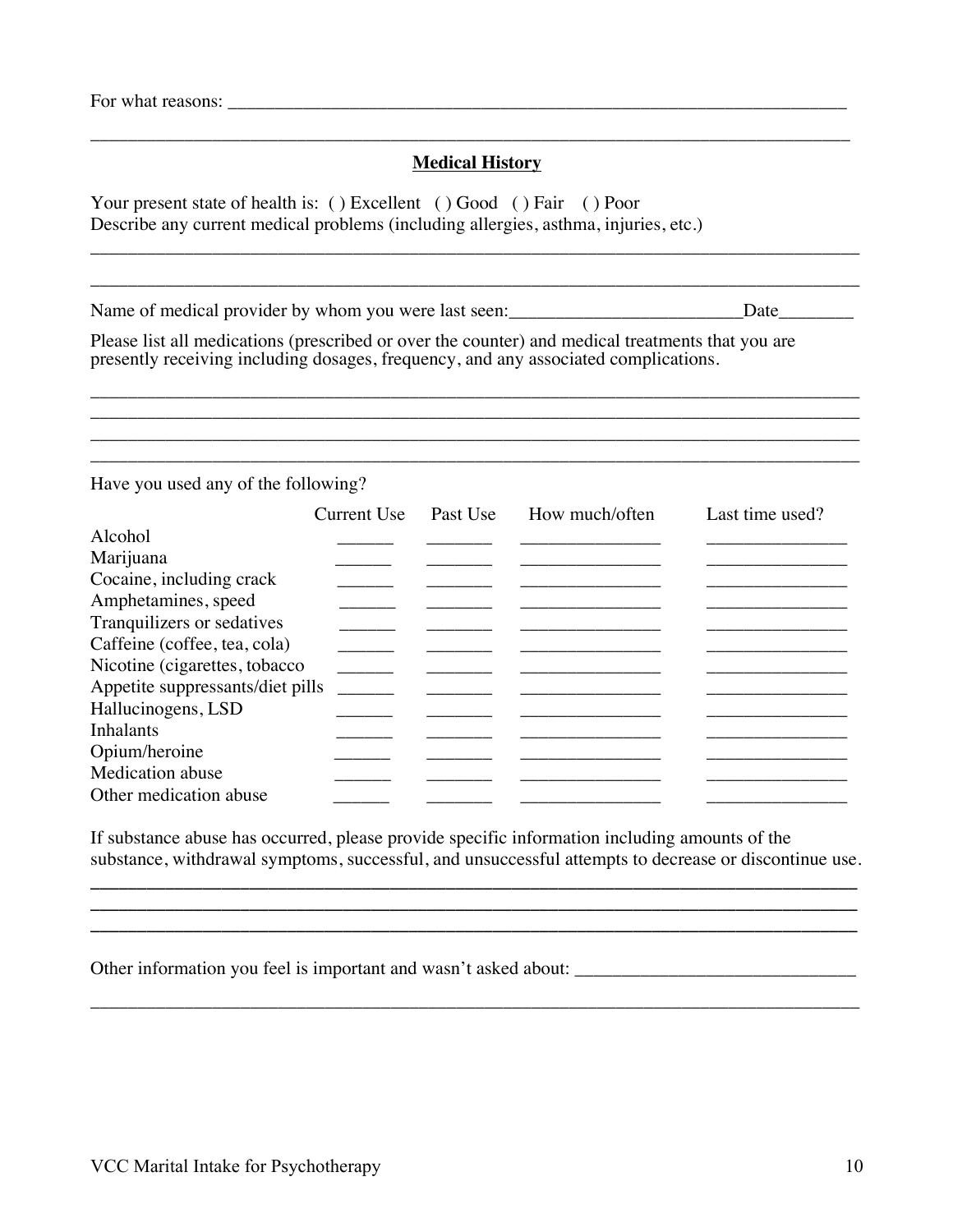For what reasons: ______________________________________________________________________

______________________________________________________________________________

## Medical History

Your present state of health is: ( ) Excellent ( ) Good ( ) Fair ( ) Poor
Describe any current medical problems (including allergies, asthma, injuries, etc.)

______________________________________________________________________________

______________________________________________________________________________

Name of medical provider by whom you were last seen:_________________________Date________

Please list all medications (prescribed or over the counter) and medical treatments that you are presently receiving including dosages, frequency, and any associated complications.

______________________________________________________________________________
______________________________________________________________________________
______________________________________________________________________________
______________________________________________________________________________

Have you used any of the following?

| | Current Use | Past Use | How much/often | Last time used? |
|---|---|---|---|---|
| Alcohol | ______ | _______ | _______________ | _______________ |
| Marijuana | ______ | _______ | _______________ | _______________ |
| Cocaine, including crack | ______ | _______ | _______________ | _______________ |
| Amphetamines, speed | ______ | _______ | _______________ | _______________ |
| Tranquilizers or sedatives | ______ | _______ | _______________ | _______________ |
| Caffeine (coffee, tea, cola) | ______ | _______ | _______________ | _______________ |
| Nicotine (cigarettes, tobacco | ______ | _______ | _______________ | _______________ |
| Appetite suppressants/diet pills | ______ | _______ | _______________ | _______________ |
| Hallucinogens, LSD | ______ | _______ | _______________ | _______________ |
| Inhalants | ______ | _______ | _______________ | _______________ |
| Opium/heroine | ______ | _______ | _______________ | _______________ |
| Medication abuse | ______ | _______ | _______________ | _______________ |
| Other medication abuse | ______ | _______ | _______________ | _______________ |

If substance abuse has occurred, please provide specific information including amounts of the substance, withdrawal symptoms, successful, and unsuccessful attempts to decrease or discontinue use.

______________________________________________________________________________
______________________________________________________________________________
______________________________________________________________________________

Other information you feel is important and wasn't asked about: ______________________________

______________________________________________________________________________